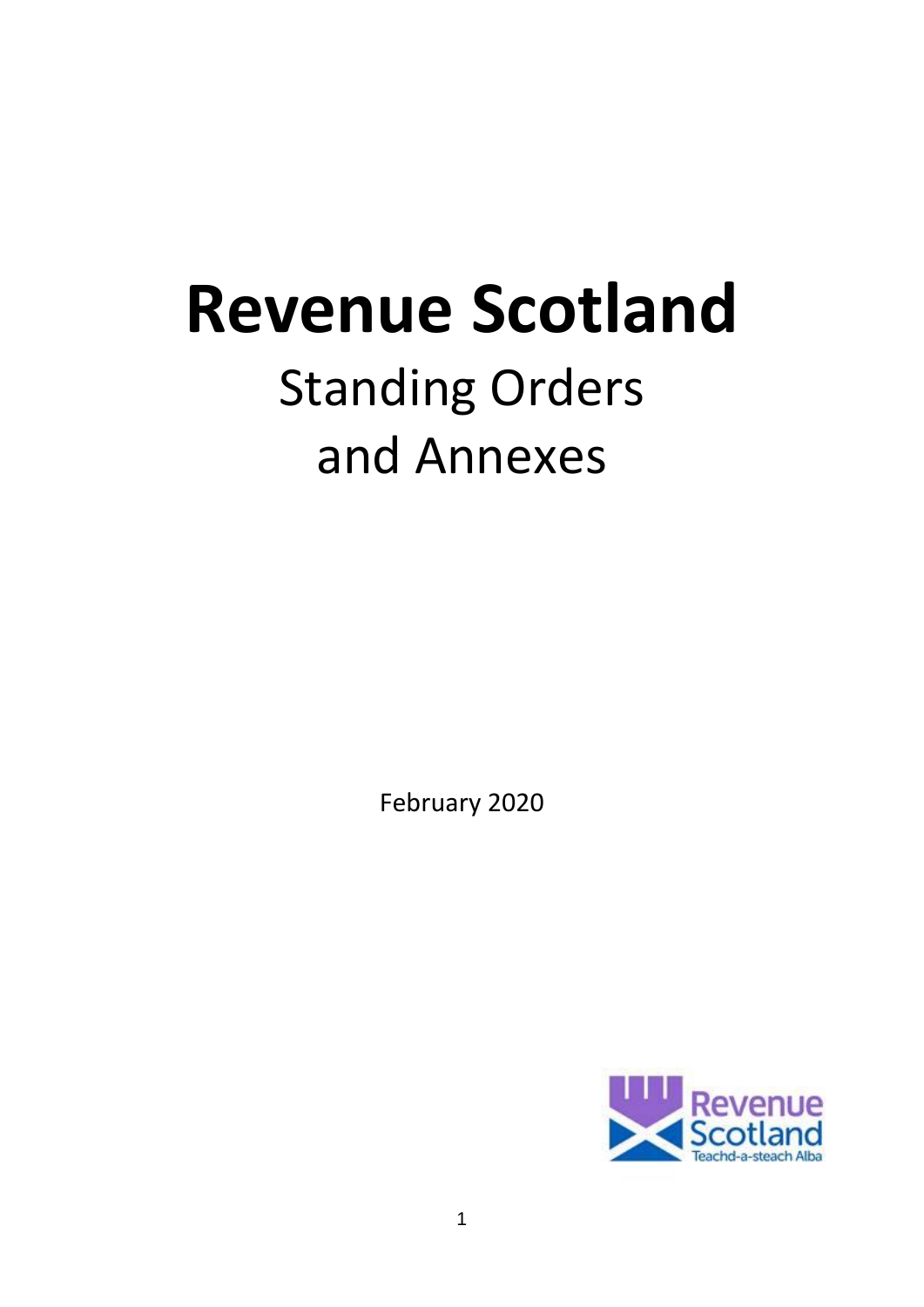# Revenue Scotland

## Standing Orders and Annexes

February 2020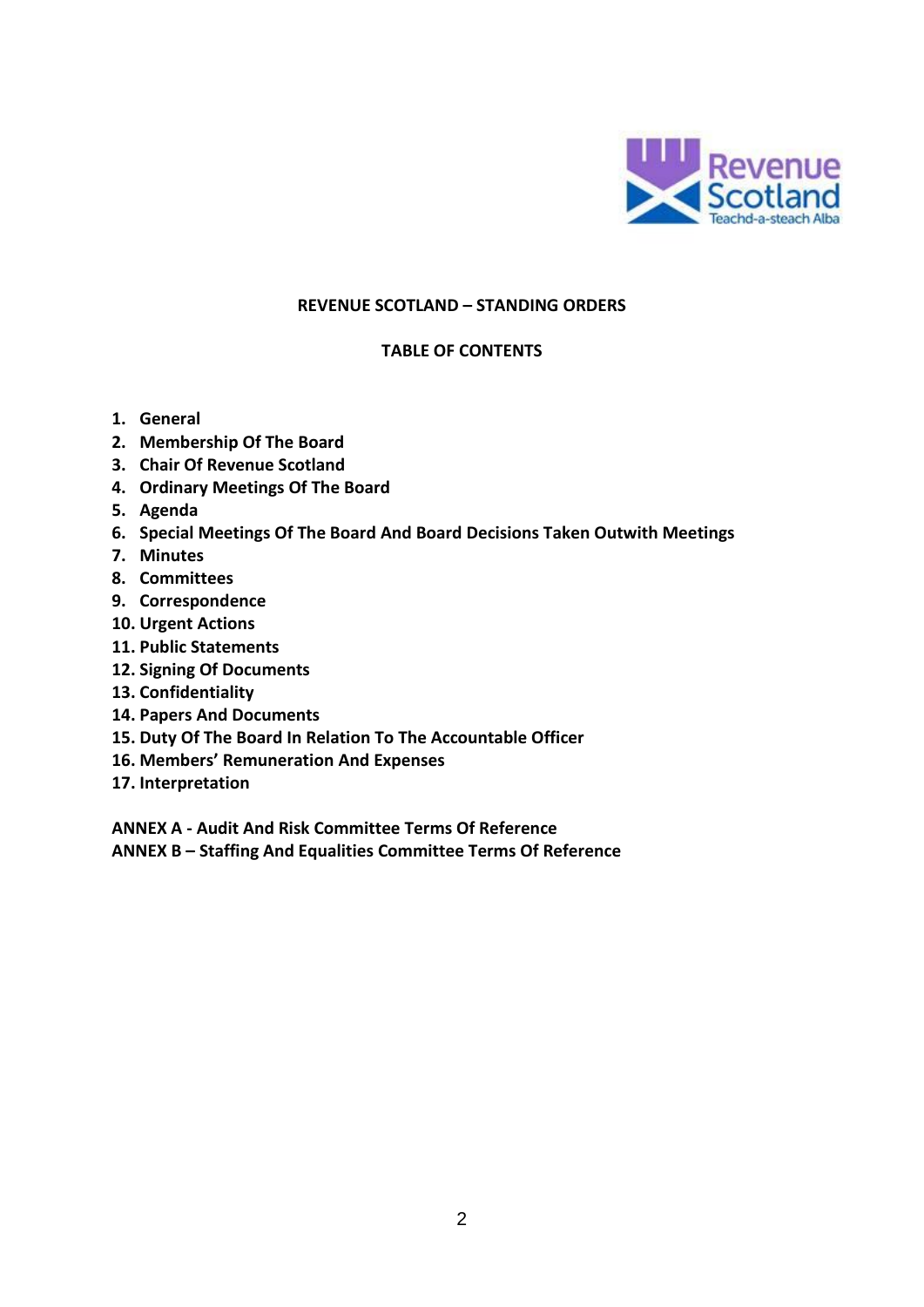**REVENUE SCOTLAND – STANDING ORDERS**

**TABLE OF CONTENTS**

1. **General**
2. **Membership Of The Board**
3. **Chair Of Revenue Scotland**
4. **Ordinary Meetings Of The Board**
5. **Agenda**
6. **Special Meetings Of The Board And Board Decisions Taken Outwith Meetings**
7. **Minutes**
8. **Committees**
9. **Correspondence**
10. **Urgent Actions**
11. **Public Statements**
12. **Signing Of Documents**
13. **Confidentiality**
14. **Papers And Documents**
15. **Duty Of The Board In Relation To The Accountable Officer**
16. **Members' Remuneration And Expenses**
17. **Interpretation**

**ANNEX A - Audit And Risk Committee Terms Of Reference**
**ANNEX B – Staffing And Equalities Committee Terms Of Reference**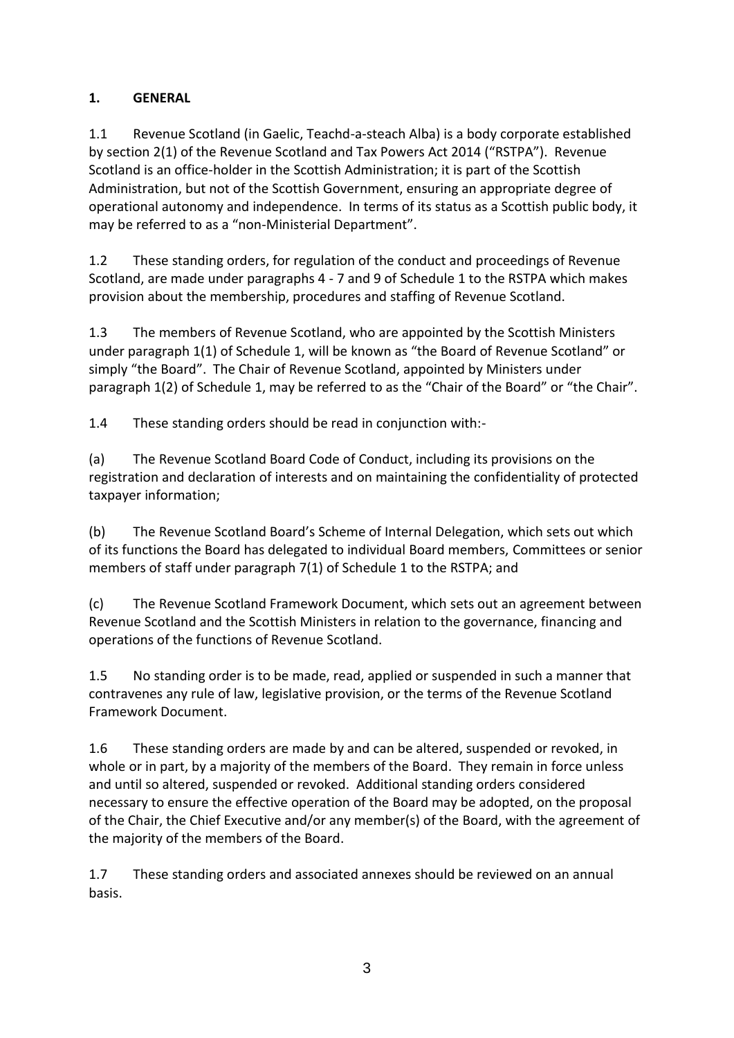## 1. GENERAL

1.1 Revenue Scotland (in Gaelic, Teachd-a-steach Alba) is a body corporate established by section 2(1) of the Revenue Scotland and Tax Powers Act 2014 ("RSTPA"). Revenue Scotland is an office-holder in the Scottish Administration; it is part of the Scottish Administration, but not of the Scottish Government, ensuring an appropriate degree of operational autonomy and independence. In terms of its status as a Scottish public body, it may be referred to as a "non-Ministerial Department".

1.2 These standing orders, for regulation of the conduct and proceedings of Revenue Scotland, are made under paragraphs 4 - 7 and 9 of Schedule 1 to the RSTPA which makes provision about the membership, procedures and staffing of Revenue Scotland.

1.3 The members of Revenue Scotland, who are appointed by the Scottish Ministers under paragraph 1(1) of Schedule 1, will be known as "the Board of Revenue Scotland" or simply "the Board". The Chair of Revenue Scotland, appointed by Ministers under paragraph 1(2) of Schedule 1, may be referred to as the "Chair of the Board" or "the Chair".

1.4 These standing orders should be read in conjunction with:-

(a) The Revenue Scotland Board Code of Conduct, including its provisions on the registration and declaration of interests and on maintaining the confidentiality of protected taxpayer information;

(b) The Revenue Scotland Board's Scheme of Internal Delegation, which sets out which of its functions the Board has delegated to individual Board members, Committees or senior members of staff under paragraph 7(1) of Schedule 1 to the RSTPA; and

(c) The Revenue Scotland Framework Document, which sets out an agreement between Revenue Scotland and the Scottish Ministers in relation to the governance, financing and operations of the functions of Revenue Scotland.

1.5 No standing order is to be made, read, applied or suspended in such a manner that contravenes any rule of law, legislative provision, or the terms of the Revenue Scotland Framework Document.

1.6 These standing orders are made by and can be altered, suspended or revoked, in whole or in part, by a majority of the members of the Board. They remain in force unless and until so altered, suspended or revoked. Additional standing orders considered necessary to ensure the effective operation of the Board may be adopted, on the proposal of the Chair, the Chief Executive and/or any member(s) of the Board, with the agreement of the majority of the members of the Board.

1.7 These standing orders and associated annexes should be reviewed on an annual basis.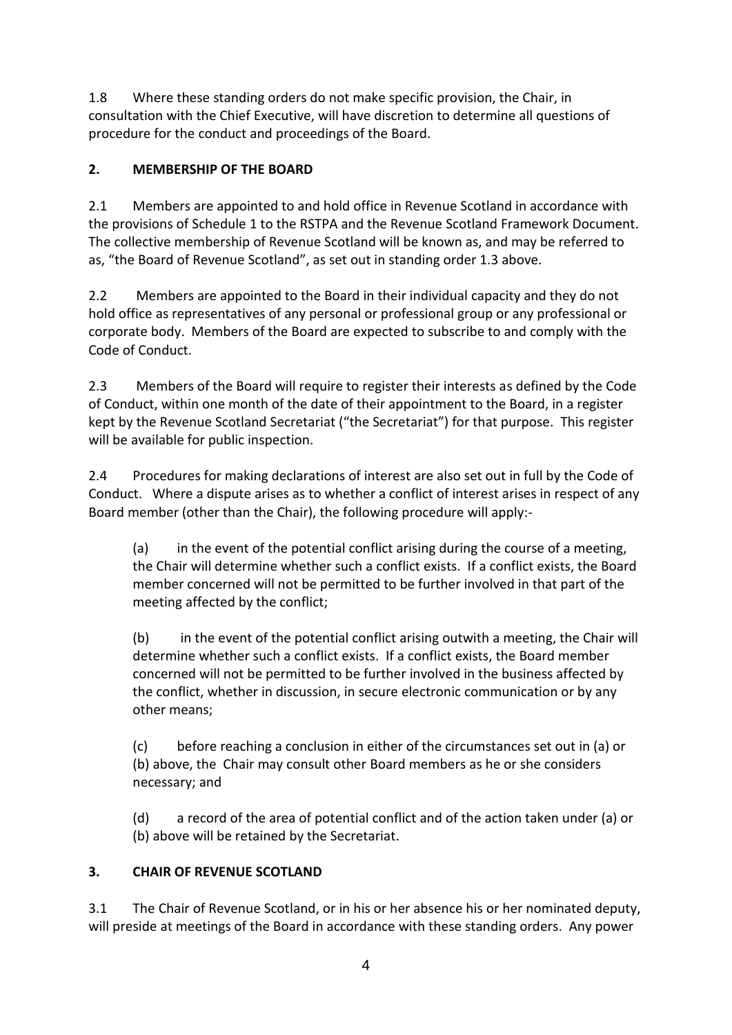1.8 Where these standing orders do not make specific provision, the Chair, in consultation with the Chief Executive, will have discretion to determine all questions of procedure for the conduct and proceedings of the Board.

## 2. MEMBERSHIP OF THE BOARD

2.1 Members are appointed to and hold office in Revenue Scotland in accordance with the provisions of Schedule 1 to the RSTPA and the Revenue Scotland Framework Document. The collective membership of Revenue Scotland will be known as, and may be referred to as, "the Board of Revenue Scotland", as set out in standing order 1.3 above.

2.2 Members are appointed to the Board in their individual capacity and they do not hold office as representatives of any personal or professional group or any professional or corporate body. Members of the Board are expected to subscribe to and comply with the Code of Conduct.

2.3 Members of the Board will require to register their interests as defined by the Code of Conduct, within one month of the date of their appointment to the Board, in a register kept by the Revenue Scotland Secretariat ("the Secretariat") for that purpose. This register will be available for public inspection.

2.4 Procedures for making declarations of interest are also set out in full by the Code of Conduct. Where a dispute arises as to whether a conflict of interest arises in respect of any Board member (other than the Chair), the following procedure will apply:-

(a) in the event of the potential conflict arising during the course of a meeting, the Chair will determine whether such a conflict exists. If a conflict exists, the Board member concerned will not be permitted to be further involved in that part of the meeting affected by the conflict;

(b) in the event of the potential conflict arising outwith a meeting, the Chair will determine whether such a conflict exists. If a conflict exists, the Board member concerned will not be permitted to be further involved in the business affected by the conflict, whether in discussion, in secure electronic communication or by any other means;

(c) before reaching a conclusion in either of the circumstances set out in (a) or (b) above, the Chair may consult other Board members as he or she considers necessary; and

(d) a record of the area of potential conflict and of the action taken under (a) or (b) above will be retained by the Secretariat.

## 3. CHAIR OF REVENUE SCOTLAND

3.1 The Chair of Revenue Scotland, or in his or her absence his or her nominated deputy, will preside at meetings of the Board in accordance with these standing orders. Any power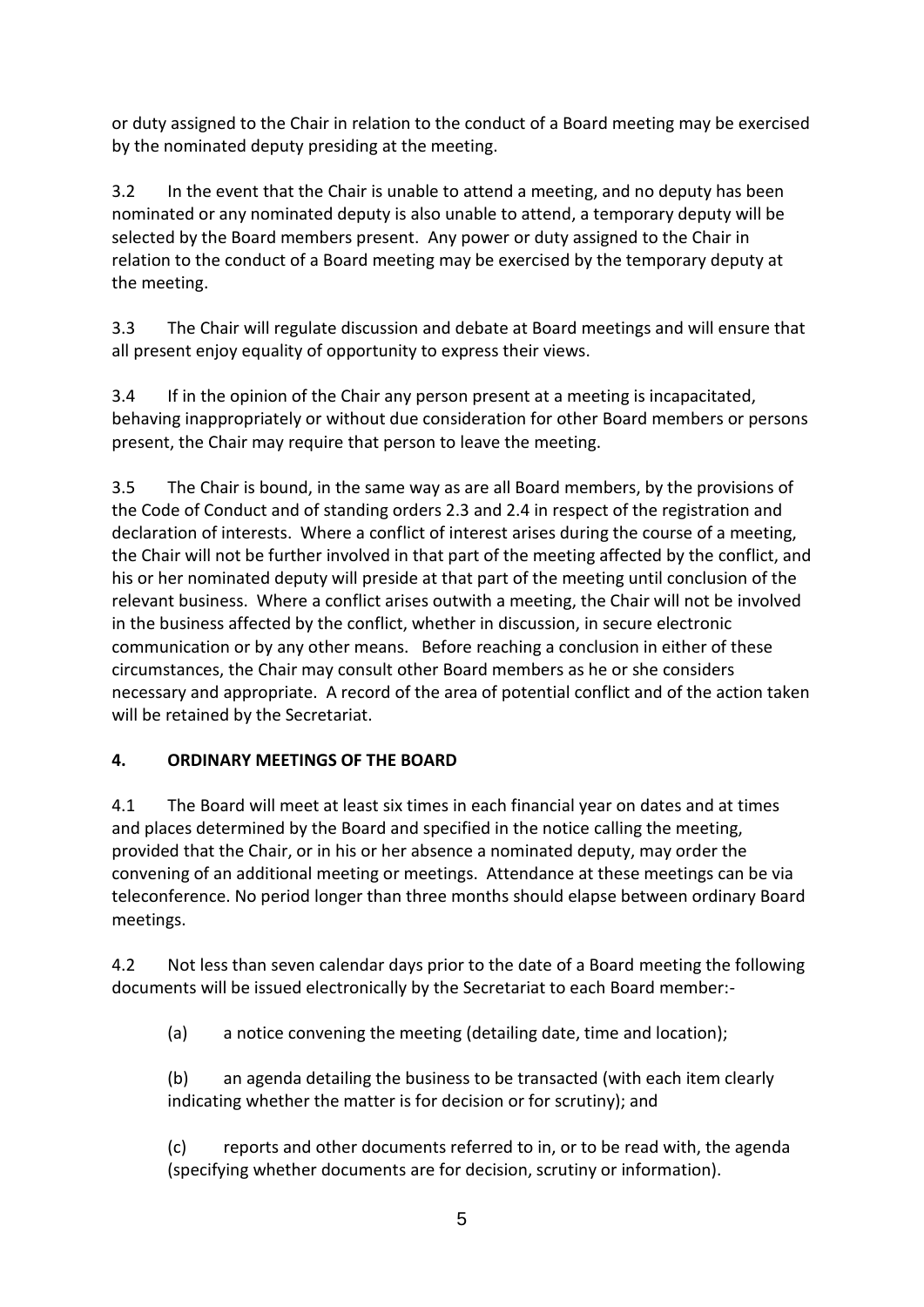or duty assigned to the Chair in relation to the conduct of a Board meeting may be exercised by the nominated deputy presiding at the meeting.

3.2 In the event that the Chair is unable to attend a meeting, and no deputy has been nominated or any nominated deputy is also unable to attend, a temporary deputy will be selected by the Board members present. Any power or duty assigned to the Chair in relation to the conduct of a Board meeting may be exercised by the temporary deputy at the meeting.

3.3 The Chair will regulate discussion and debate at Board meetings and will ensure that all present enjoy equality of opportunity to express their views.

3.4 If in the opinion of the Chair any person present at a meeting is incapacitated, behaving inappropriately or without due consideration for other Board members or persons present, the Chair may require that person to leave the meeting.

3.5 The Chair is bound, in the same way as are all Board members, by the provisions of the Code of Conduct and of standing orders 2.3 and 2.4 in respect of the registration and declaration of interests. Where a conflict of interest arises during the course of a meeting, the Chair will not be further involved in that part of the meeting affected by the conflict, and his or her nominated deputy will preside at that part of the meeting until conclusion of the relevant business. Where a conflict arises outwith a meeting, the Chair will not be involved in the business affected by the conflict, whether in discussion, in secure electronic communication or by any other means. Before reaching a conclusion in either of these circumstances, the Chair may consult other Board members as he or she considers necessary and appropriate. A record of the area of potential conflict and of the action taken will be retained by the Secretariat.

## 4. ORDINARY MEETINGS OF THE BOARD

4.1 The Board will meet at least six times in each financial year on dates and at times and places determined by the Board and specified in the notice calling the meeting, provided that the Chair, or in his or her absence a nominated deputy, may order the convening of an additional meeting or meetings. Attendance at these meetings can be via teleconference. No period longer than three months should elapse between ordinary Board meetings.

4.2 Not less than seven calendar days prior to the date of a Board meeting the following documents will be issued electronically by the Secretariat to each Board member:-

(a) a notice convening the meeting (detailing date, time and location);

(b) an agenda detailing the business to be transacted (with each item clearly indicating whether the matter is for decision or for scrutiny); and

(c) reports and other documents referred to in, or to be read with, the agenda (specifying whether documents are for decision, scrutiny or information).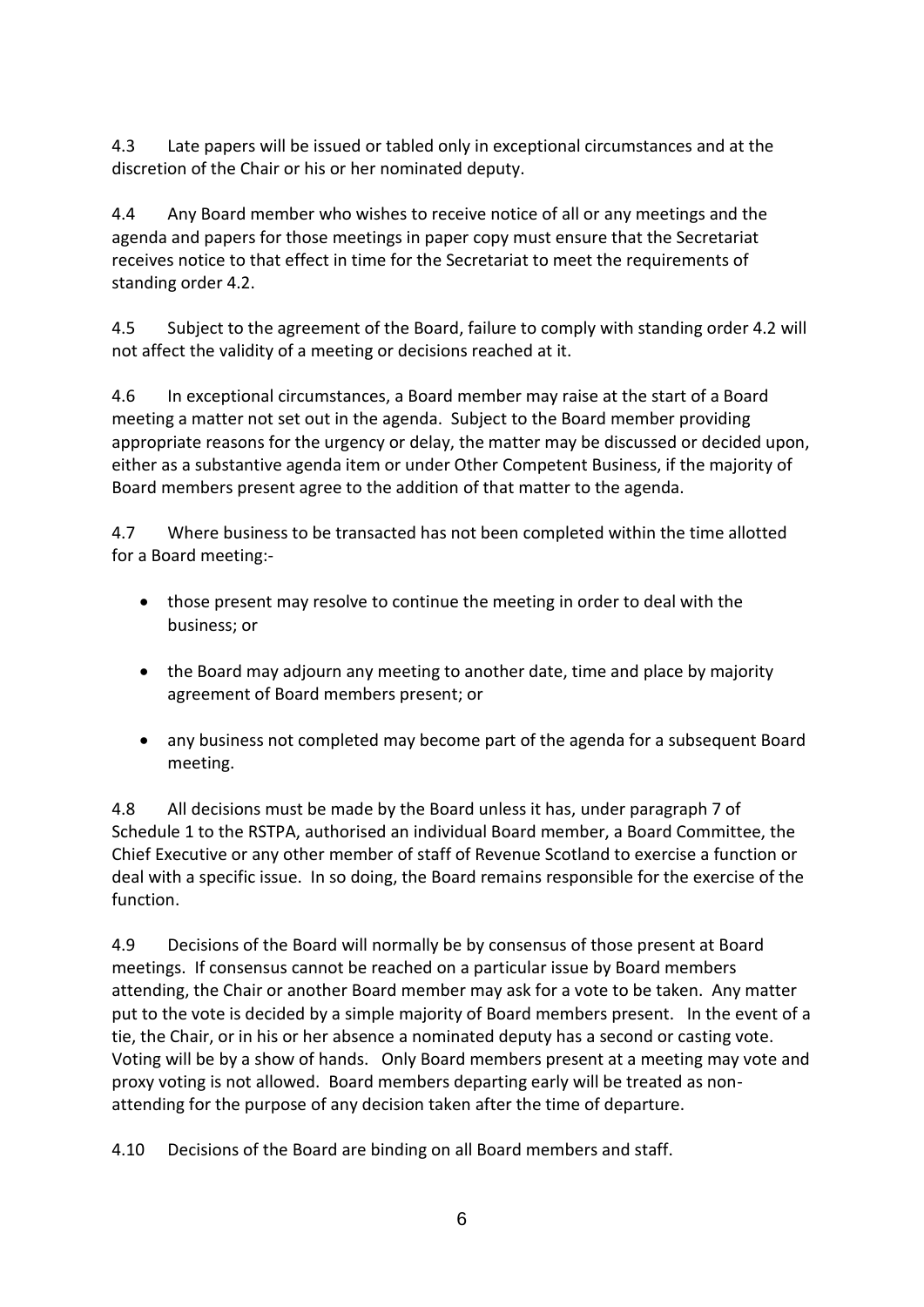4.3 Late papers will be issued or tabled only in exceptional circumstances and at the discretion of the Chair or his or her nominated deputy.

4.4 Any Board member who wishes to receive notice of all or any meetings and the agenda and papers for those meetings in paper copy must ensure that the Secretariat receives notice to that effect in time for the Secretariat to meet the requirements of standing order 4.2.

4.5 Subject to the agreement of the Board, failure to comply with standing order 4.2 will not affect the validity of a meeting or decisions reached at it.

4.6 In exceptional circumstances, a Board member may raise at the start of a Board meeting a matter not set out in the agenda. Subject to the Board member providing appropriate reasons for the urgency or delay, the matter may be discussed or decided upon, either as a substantive agenda item or under Other Competent Business, if the majority of Board members present agree to the addition of that matter to the agenda.

4.7 Where business to be transacted has not been completed within the time allotted for a Board meeting:-

- those present may resolve to continue the meeting in order to deal with the business; or
- the Board may adjourn any meeting to another date, time and place by majority agreement of Board members present; or
- any business not completed may become part of the agenda for a subsequent Board meeting.

4.8 All decisions must be made by the Board unless it has, under paragraph 7 of Schedule 1 to the RSTPA, authorised an individual Board member, a Board Committee, the Chief Executive or any other member of staff of Revenue Scotland to exercise a function or deal with a specific issue. In so doing, the Board remains responsible for the exercise of the function.

4.9 Decisions of the Board will normally be by consensus of those present at Board meetings. If consensus cannot be reached on a particular issue by Board members attending, the Chair or another Board member may ask for a vote to be taken. Any matter put to the vote is decided by a simple majority of Board members present. In the event of a tie, the Chair, or in his or her absence a nominated deputy has a second or casting vote. Voting will be by a show of hands. Only Board members present at a meeting may vote and proxy voting is not allowed. Board members departing early will be treated as non-attending for the purpose of any decision taken after the time of departure.

4.10 Decisions of the Board are binding on all Board members and staff.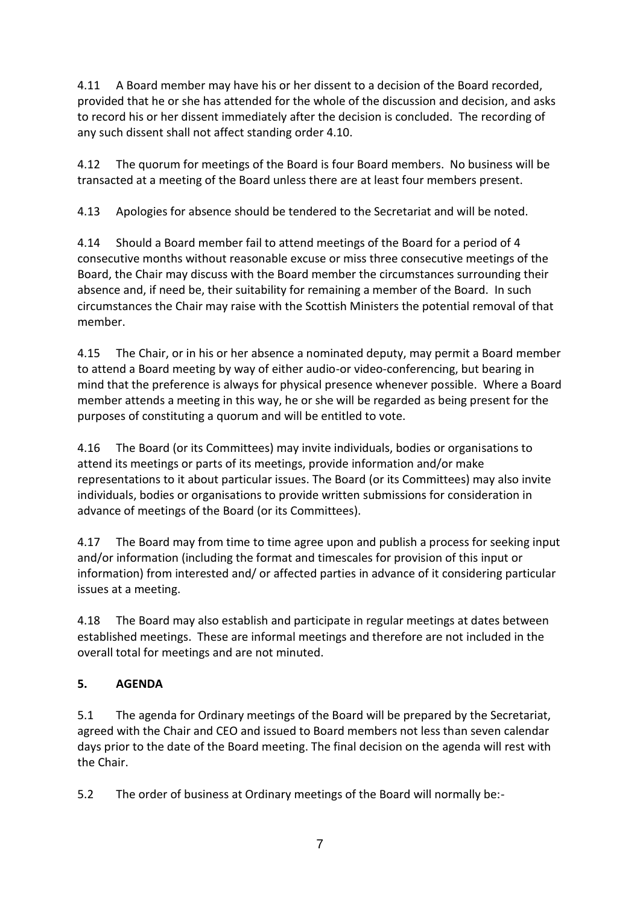4.11 A Board member may have his or her dissent to a decision of the Board recorded, provided that he or she has attended for the whole of the discussion and decision, and asks to record his or her dissent immediately after the decision is concluded. The recording of any such dissent shall not affect standing order 4.10.

4.12 The quorum for meetings of the Board is four Board members. No business will be transacted at a meeting of the Board unless there are at least four members present.

4.13 Apologies for absence should be tendered to the Secretariat and will be noted.

4.14 Should a Board member fail to attend meetings of the Board for a period of 4 consecutive months without reasonable excuse or miss three consecutive meetings of the Board, the Chair may discuss with the Board member the circumstances surrounding their absence and, if need be, their suitability for remaining a member of the Board. In such circumstances the Chair may raise with the Scottish Ministers the potential removal of that member.

4.15 The Chair, or in his or her absence a nominated deputy, may permit a Board member to attend a Board meeting by way of either audio-or video-conferencing, but bearing in mind that the preference is always for physical presence whenever possible. Where a Board member attends a meeting in this way, he or she will be regarded as being present for the purposes of constituting a quorum and will be entitled to vote.

4.16 The Board (or its Committees) may invite individuals, bodies or organisations to attend its meetings or parts of its meetings, provide information and/or make representations to it about particular issues. The Board (or its Committees) may also invite individuals, bodies or organisations to provide written submissions for consideration in advance of meetings of the Board (or its Committees).

4.17 The Board may from time to time agree upon and publish a process for seeking input and/or information (including the format and timescales for provision of this input or information) from interested and/ or affected parties in advance of it considering particular issues at a meeting.

4.18 The Board may also establish and participate in regular meetings at dates between established meetings. These are informal meetings and therefore are not included in the overall total for meetings and are not minuted.

## 5. AGENDA

5.1 The agenda for Ordinary meetings of the Board will be prepared by the Secretariat, agreed with the Chair and CEO and issued to Board members not less than seven calendar days prior to the date of the Board meeting. The final decision on the agenda will rest with the Chair.

5.2 The order of business at Ordinary meetings of the Board will normally be:-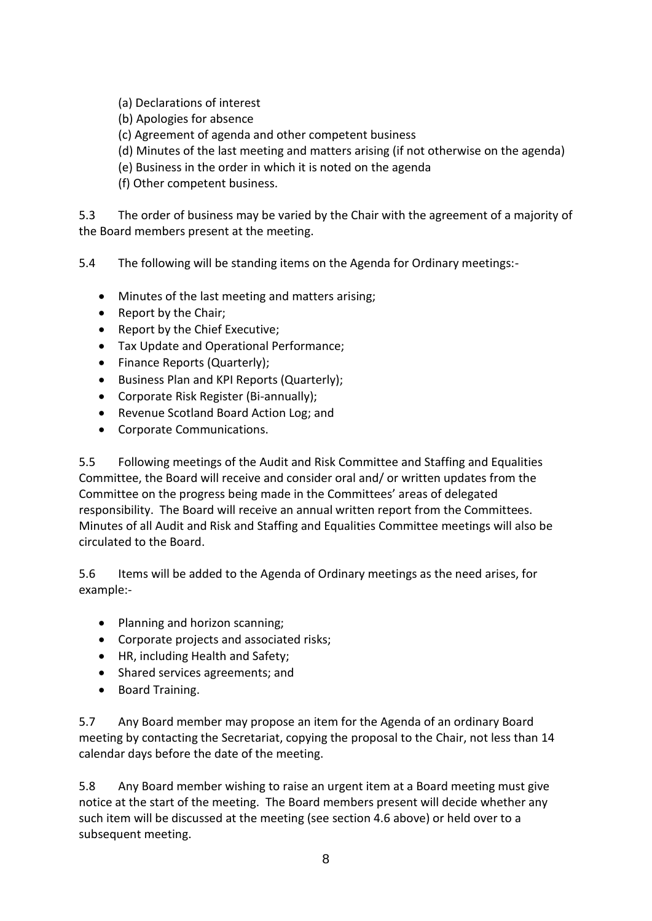(a) Declarations of interest
(b) Apologies for absence
(c) Agreement of agenda and other competent business
(d) Minutes of the last meeting and matters arising (if not otherwise on the agenda)
(e) Business in the order in which it is noted on the agenda
(f) Other competent business.

5.3 The order of business may be varied by the Chair with the agreement of a majority of the Board members present at the meeting.

5.4 The following will be standing items on the Agenda for Ordinary meetings:-

- Minutes of the last meeting and matters arising;
- Report by the Chair;
- Report by the Chief Executive;
- Tax Update and Operational Performance;
- Finance Reports (Quarterly);
- Business Plan and KPI Reports (Quarterly);
- Corporate Risk Register (Bi-annually);
- Revenue Scotland Board Action Log; and
- Corporate Communications.

5.5 Following meetings of the Audit and Risk Committee and Staffing and Equalities Committee, the Board will receive and consider oral and/ or written updates from the Committee on the progress being made in the Committees' areas of delegated responsibility. The Board will receive an annual written report from the Committees. Minutes of all Audit and Risk and Staffing and Equalities Committee meetings will also be circulated to the Board.

5.6 Items will be added to the Agenda of Ordinary meetings as the need arises, for example:-

- Planning and horizon scanning;
- Corporate projects and associated risks;
- HR, including Health and Safety;
- Shared services agreements; and
- Board Training.

5.7 Any Board member may propose an item for the Agenda of an ordinary Board meeting by contacting the Secretariat, copying the proposal to the Chair, not less than 14 calendar days before the date of the meeting.

5.8 Any Board member wishing to raise an urgent item at a Board meeting must give notice at the start of the meeting. The Board members present will decide whether any such item will be discussed at the meeting (see section 4.6 above) or held over to a subsequent meeting.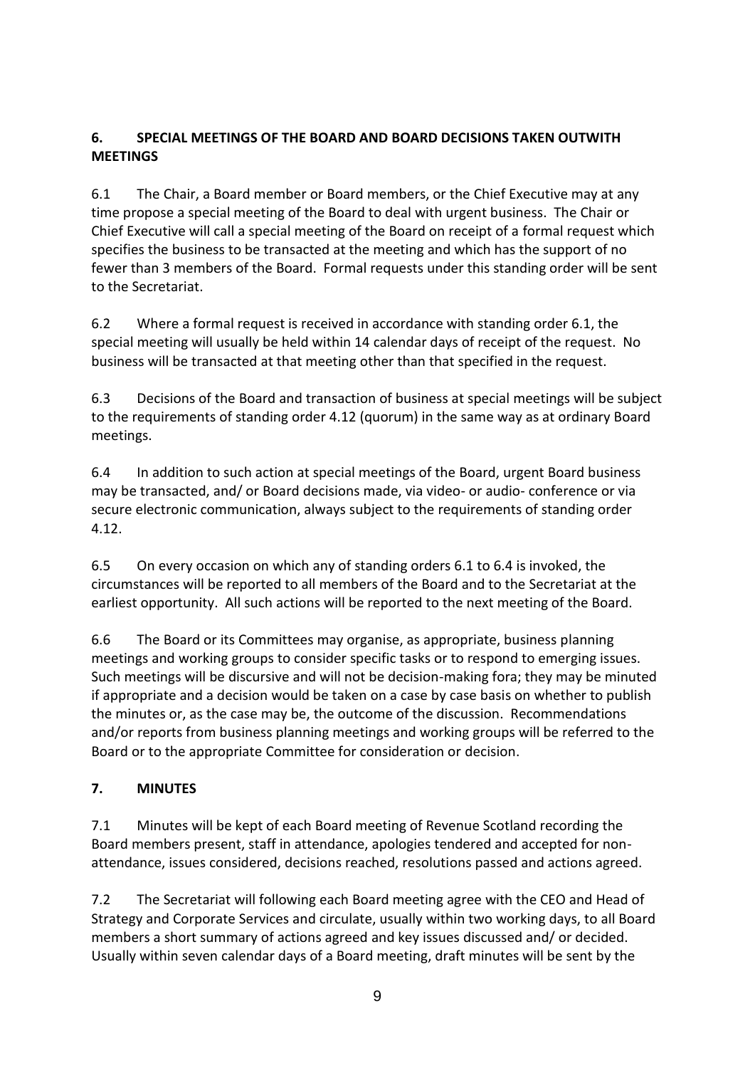## 6. SPECIAL MEETINGS OF THE BOARD AND BOARD DECISIONS TAKEN OUTWITH MEETINGS

6.1 The Chair, a Board member or Board members, or the Chief Executive may at any time propose a special meeting of the Board to deal with urgent business. The Chair or Chief Executive will call a special meeting of the Board on receipt of a formal request which specifies the business to be transacted at the meeting and which has the support of no fewer than 3 members of the Board. Formal requests under this standing order will be sent to the Secretariat.

6.2 Where a formal request is received in accordance with standing order 6.1, the special meeting will usually be held within 14 calendar days of receipt of the request. No business will be transacted at that meeting other than that specified in the request.

6.3 Decisions of the Board and transaction of business at special meetings will be subject to the requirements of standing order 4.12 (quorum) in the same way as at ordinary Board meetings.

6.4 In addition to such action at special meetings of the Board, urgent Board business may be transacted, and/ or Board decisions made, via video- or audio- conference or via secure electronic communication, always subject to the requirements of standing order 4.12.

6.5 On every occasion on which any of standing orders 6.1 to 6.4 is invoked, the circumstances will be reported to all members of the Board and to the Secretariat at the earliest opportunity. All such actions will be reported to the next meeting of the Board.

6.6 The Board or its Committees may organise, as appropriate, business planning meetings and working groups to consider specific tasks or to respond to emerging issues. Such meetings will be discursive and will not be decision-making fora; they may be minuted if appropriate and a decision would be taken on a case by case basis on whether to publish the minutes or, as the case may be, the outcome of the discussion. Recommendations and/or reports from business planning meetings and working groups will be referred to the Board or to the appropriate Committee for consideration or decision.

## 7. MINUTES

7.1 Minutes will be kept of each Board meeting of Revenue Scotland recording the Board members present, staff in attendance, apologies tendered and accepted for non-attendance, issues considered, decisions reached, resolutions passed and actions agreed.

7.2 The Secretariat will following each Board meeting agree with the CEO and Head of Strategy and Corporate Services and circulate, usually within two working days, to all Board members a short summary of actions agreed and key issues discussed and/ or decided. Usually within seven calendar days of a Board meeting, draft minutes will be sent by the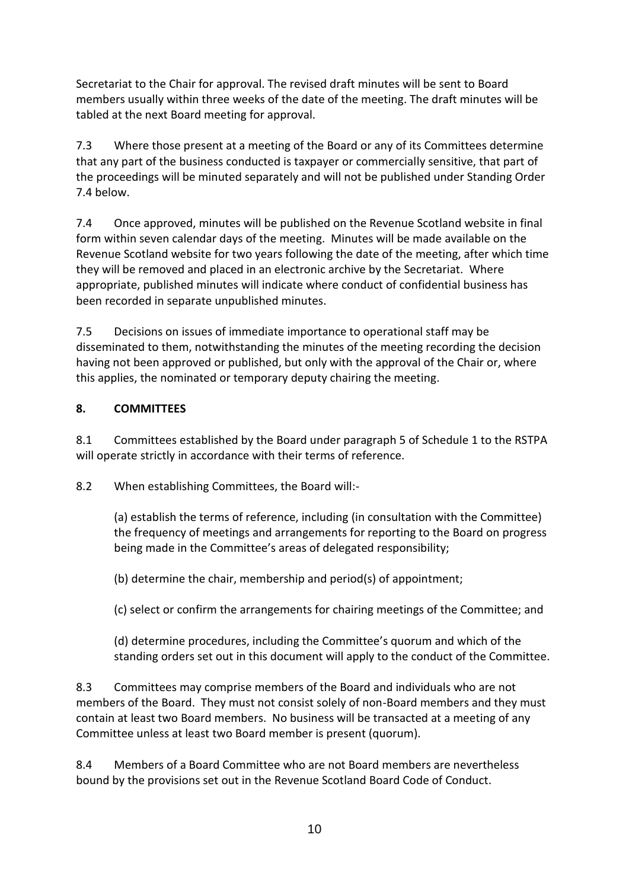Secretariat to the Chair for approval. The revised draft minutes will be sent to Board members usually within three weeks of the date of the meeting. The draft minutes will be tabled at the next Board meeting for approval.

7.3 Where those present at a meeting of the Board or any of its Committees determine that any part of the business conducted is taxpayer or commercially sensitive, that part of the proceedings will be minuted separately and will not be published under Standing Order 7.4 below.

7.4 Once approved, minutes will be published on the Revenue Scotland website in final form within seven calendar days of the meeting. Minutes will be made available on the Revenue Scotland website for two years following the date of the meeting, after which time they will be removed and placed in an electronic archive by the Secretariat. Where appropriate, published minutes will indicate where conduct of confidential business has been recorded in separate unpublished minutes.

7.5 Decisions on issues of immediate importance to operational staff may be disseminated to them, notwithstanding the minutes of the meeting recording the decision having not been approved or published, but only with the approval of the Chair or, where this applies, the nominated or temporary deputy chairing the meeting.

## 8. COMMITTEES

8.1 Committees established by the Board under paragraph 5 of Schedule 1 to the RSTPA will operate strictly in accordance with their terms of reference.

8.2 When establishing Committees, the Board will:-

(a) establish the terms of reference, including (in consultation with the Committee) the frequency of meetings and arrangements for reporting to the Board on progress being made in the Committee's areas of delegated responsibility;

(b) determine the chair, membership and period(s) of appointment;

(c) select or confirm the arrangements for chairing meetings of the Committee; and

(d) determine procedures, including the Committee's quorum and which of the standing orders set out in this document will apply to the conduct of the Committee.

8.3 Committees may comprise members of the Board and individuals who are not members of the Board. They must not consist solely of non-Board members and they must contain at least two Board members. No business will be transacted at a meeting of any Committee unless at least two Board member is present (quorum).

8.4 Members of a Board Committee who are not Board members are nevertheless bound by the provisions set out in the Revenue Scotland Board Code of Conduct.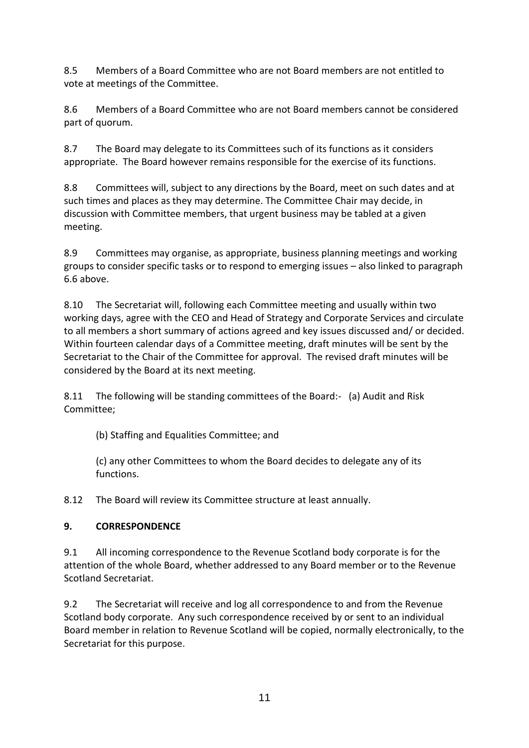8.5 Members of a Board Committee who are not Board members are not entitled to vote at meetings of the Committee.

8.6 Members of a Board Committee who are not Board members cannot be considered part of quorum.

8.7 The Board may delegate to its Committees such of its functions as it considers appropriate. The Board however remains responsible for the exercise of its functions.

8.8 Committees will, subject to any directions by the Board, meet on such dates and at such times and places as they may determine. The Committee Chair may decide, in discussion with Committee members, that urgent business may be tabled at a given meeting.

8.9 Committees may organise, as appropriate, business planning meetings and working groups to consider specific tasks or to respond to emerging issues – also linked to paragraph 6.6 above.

8.10 The Secretariat will, following each Committee meeting and usually within two working days, agree with the CEO and Head of Strategy and Corporate Services and circulate to all members a short summary of actions agreed and key issues discussed and/ or decided. Within fourteen calendar days of a Committee meeting, draft minutes will be sent by the Secretariat to the Chair of the Committee for approval. The revised draft minutes will be considered by the Board at its next meeting.

8.11 The following will be standing committees of the Board:- (a) Audit and Risk Committee;

(b) Staffing and Equalities Committee; and

(c) any other Committees to whom the Board decides to delegate any of its functions.

8.12 The Board will review its Committee structure at least annually.

## 9. CORRESPONDENCE

9.1 All incoming correspondence to the Revenue Scotland body corporate is for the attention of the whole Board, whether addressed to any Board member or to the Revenue Scotland Secretariat.

9.2 The Secretariat will receive and log all correspondence to and from the Revenue Scotland body corporate. Any such correspondence received by or sent to an individual Board member in relation to Revenue Scotland will be copied, normally electronically, to the Secretariat for this purpose.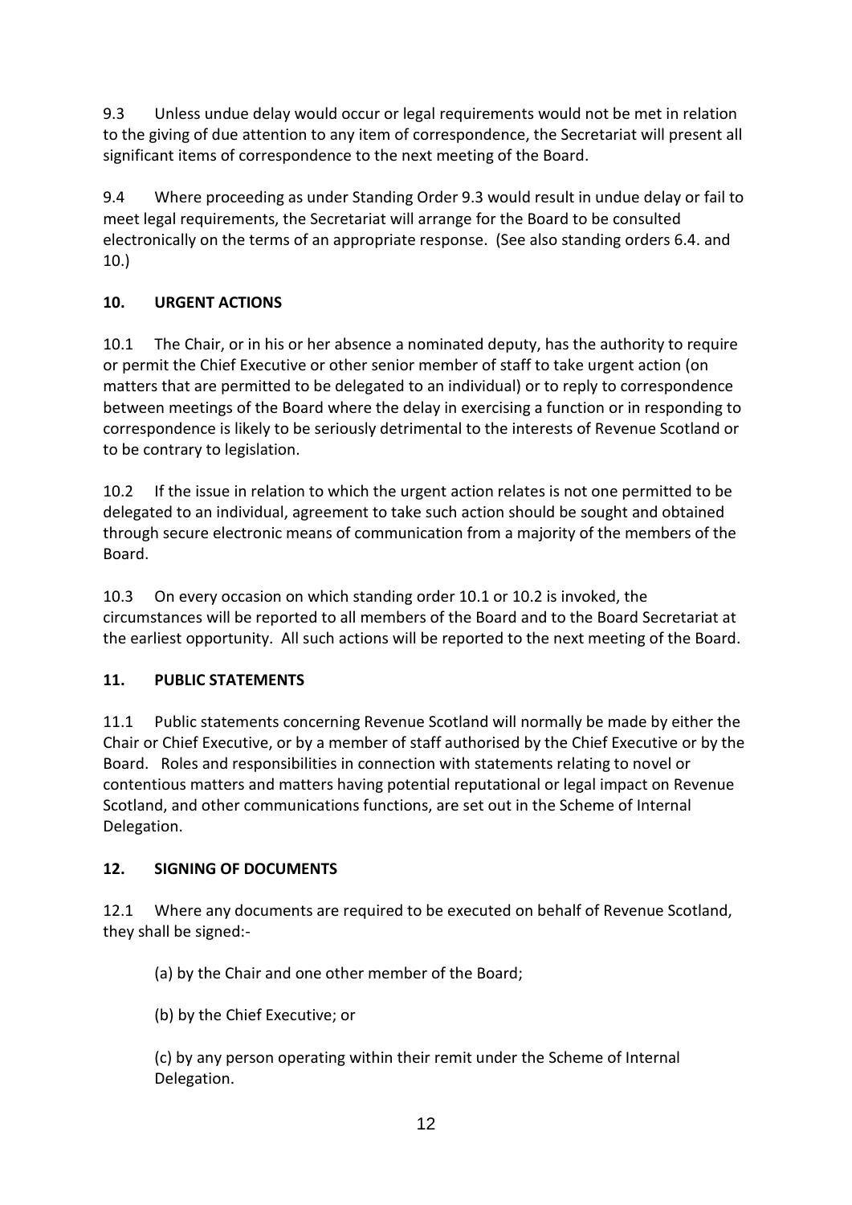9.3 Unless undue delay would occur or legal requirements would not be met in relation to the giving of due attention to any item of correspondence, the Secretariat will present all significant items of correspondence to the next meeting of the Board.

9.4 Where proceeding as under Standing Order 9.3 would result in undue delay or fail to meet legal requirements, the Secretariat will arrange for the Board to be consulted electronically on the terms of an appropriate response. (See also standing orders 6.4. and 10.)

## 10. URGENT ACTIONS

10.1 The Chair, or in his or her absence a nominated deputy, has the authority to require or permit the Chief Executive or other senior member of staff to take urgent action (on matters that are permitted to be delegated to an individual) or to reply to correspondence between meetings of the Board where the delay in exercising a function or in responding to correspondence is likely to be seriously detrimental to the interests of Revenue Scotland or to be contrary to legislation.

10.2 If the issue in relation to which the urgent action relates is not one permitted to be delegated to an individual, agreement to take such action should be sought and obtained through secure electronic means of communication from a majority of the members of the Board.

10.3 On every occasion on which standing order 10.1 or 10.2 is invoked, the circumstances will be reported to all members of the Board and to the Board Secretariat at the earliest opportunity. All such actions will be reported to the next meeting of the Board.

## 11. PUBLIC STATEMENTS

11.1 Public statements concerning Revenue Scotland will normally be made by either the Chair or Chief Executive, or by a member of staff authorised by the Chief Executive or by the Board. Roles and responsibilities in connection with statements relating to novel or contentious matters and matters having potential reputational or legal impact on Revenue Scotland, and other communications functions, are set out in the Scheme of Internal Delegation.

## 12. SIGNING OF DOCUMENTS

12.1 Where any documents are required to be executed on behalf of Revenue Scotland, they shall be signed:-

(a) by the Chair and one other member of the Board;

(b) by the Chief Executive; or

(c) by any person operating within their remit under the Scheme of Internal Delegation.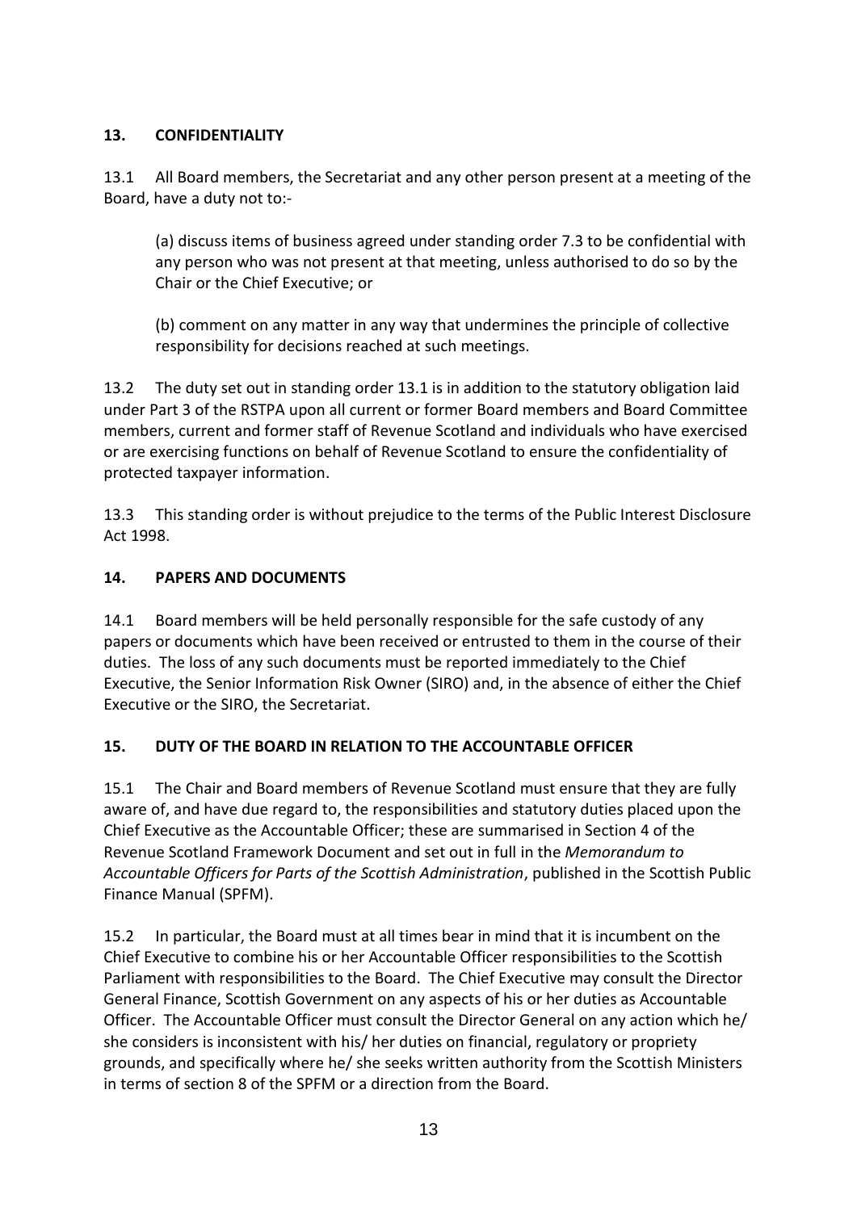## 13. CONFIDENTIALITY

13.1 All Board members, the Secretariat and any other person present at a meeting of the Board, have a duty not to:-

(a) discuss items of business agreed under standing order 7.3 to be confidential with any person who was not present at that meeting, unless authorised to do so by the Chair or the Chief Executive; or

(b) comment on any matter in any way that undermines the principle of collective responsibility for decisions reached at such meetings.

13.2 The duty set out in standing order 13.1 is in addition to the statutory obligation laid under Part 3 of the RSTPA upon all current or former Board members and Board Committee members, current and former staff of Revenue Scotland and individuals who have exercised or are exercising functions on behalf of Revenue Scotland to ensure the confidentiality of protected taxpayer information.

13.3 This standing order is without prejudice to the terms of the Public Interest Disclosure Act 1998.

## 14. PAPERS AND DOCUMENTS

14.1 Board members will be held personally responsible for the safe custody of any papers or documents which have been received or entrusted to them in the course of their duties. The loss of any such documents must be reported immediately to the Chief Executive, the Senior Information Risk Owner (SIRO) and, in the absence of either the Chief Executive or the SIRO, the Secretariat.

## 15. DUTY OF THE BOARD IN RELATION TO THE ACCOUNTABLE OFFICER

15.1 The Chair and Board members of Revenue Scotland must ensure that they are fully aware of, and have due regard to, the responsibilities and statutory duties placed upon the Chief Executive as the Accountable Officer; these are summarised in Section 4 of the Revenue Scotland Framework Document and set out in full in the *Memorandum to Accountable Officers for Parts of the Scottish Administration*, published in the Scottish Public Finance Manual (SPFM).

15.2 In particular, the Board must at all times bear in mind that it is incumbent on the Chief Executive to combine his or her Accountable Officer responsibilities to the Scottish Parliament with responsibilities to the Board. The Chief Executive may consult the Director General Finance, Scottish Government on any aspects of his or her duties as Accountable Officer. The Accountable Officer must consult the Director General on any action which he/ she considers is inconsistent with his/ her duties on financial, regulatory or propriety grounds, and specifically where he/ she seeks written authority from the Scottish Ministers in terms of section 8 of the SPFM or a direction from the Board.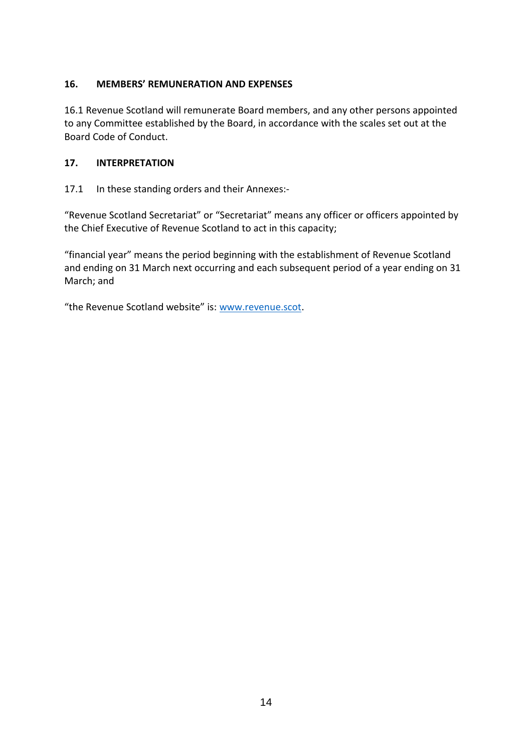## 16. MEMBERS' REMUNERATION AND EXPENSES

16.1 Revenue Scotland will remunerate Board members, and any other persons appointed to any Committee established by the Board, in accordance with the scales set out at the Board Code of Conduct.

## 17. INTERPRETATION

17.1 In these standing orders and their Annexes:-

"Revenue Scotland Secretariat" or "Secretariat" means any officer or officers appointed by the Chief Executive of Revenue Scotland to act in this capacity;

"financial year" means the period beginning with the establishment of Revenue Scotland and ending on 31 March next occurring and each subsequent period of a year ending on 31 March; and

"the Revenue Scotland website" is: [www.revenue.scot](http://www.revenue.scot).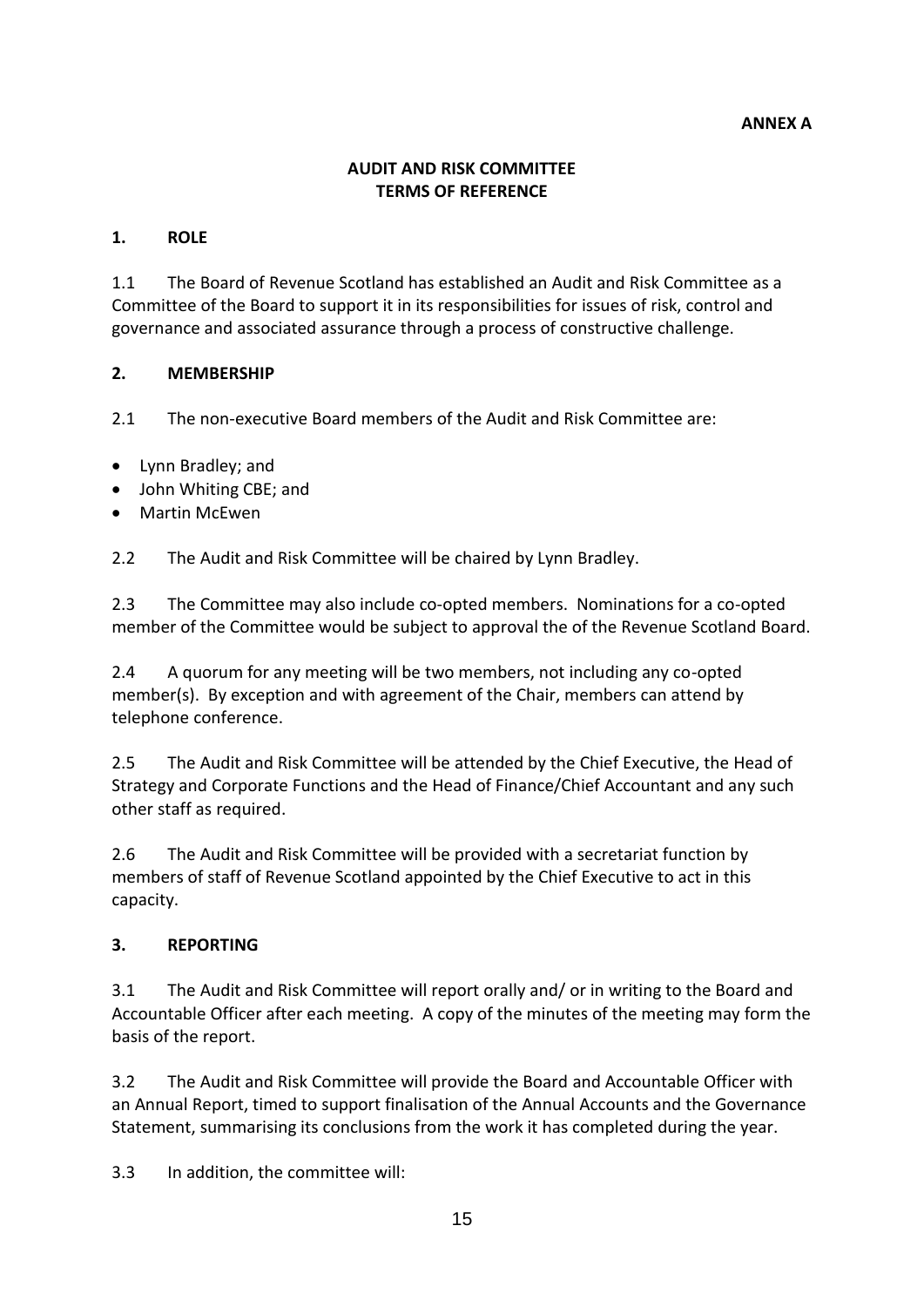**ANNEX A**

**AUDIT AND RISK COMMITTEE**
**TERMS OF REFERENCE**

## 1. ROLE

1.1 The Board of Revenue Scotland has established an Audit and Risk Committee as a Committee of the Board to support it in its responsibilities for issues of risk, control and governance and associated assurance through a process of constructive challenge.

## 2. MEMBERSHIP

2.1 The non-executive Board members of the Audit and Risk Committee are:

- Lynn Bradley; and
- John Whiting CBE; and
- Martin McEwen

2.2 The Audit and Risk Committee will be chaired by Lynn Bradley.

2.3 The Committee may also include co-opted members. Nominations for a co-opted member of the Committee would be subject to approval the of the Revenue Scotland Board.

2.4 A quorum for any meeting will be two members, not including any co-opted member(s). By exception and with agreement of the Chair, members can attend by telephone conference.

2.5 The Audit and Risk Committee will be attended by the Chief Executive, the Head of Strategy and Corporate Functions and the Head of Finance/Chief Accountant and any such other staff as required.

2.6 The Audit and Risk Committee will be provided with a secretariat function by members of staff of Revenue Scotland appointed by the Chief Executive to act in this capacity.

## 3. REPORTING

3.1 The Audit and Risk Committee will report orally and/ or in writing to the Board and Accountable Officer after each meeting. A copy of the minutes of the meeting may form the basis of the report.

3.2 The Audit and Risk Committee will provide the Board and Accountable Officer with an Annual Report, timed to support finalisation of the Annual Accounts and the Governance Statement, summarising its conclusions from the work it has completed during the year.

3.3 In addition, the committee will: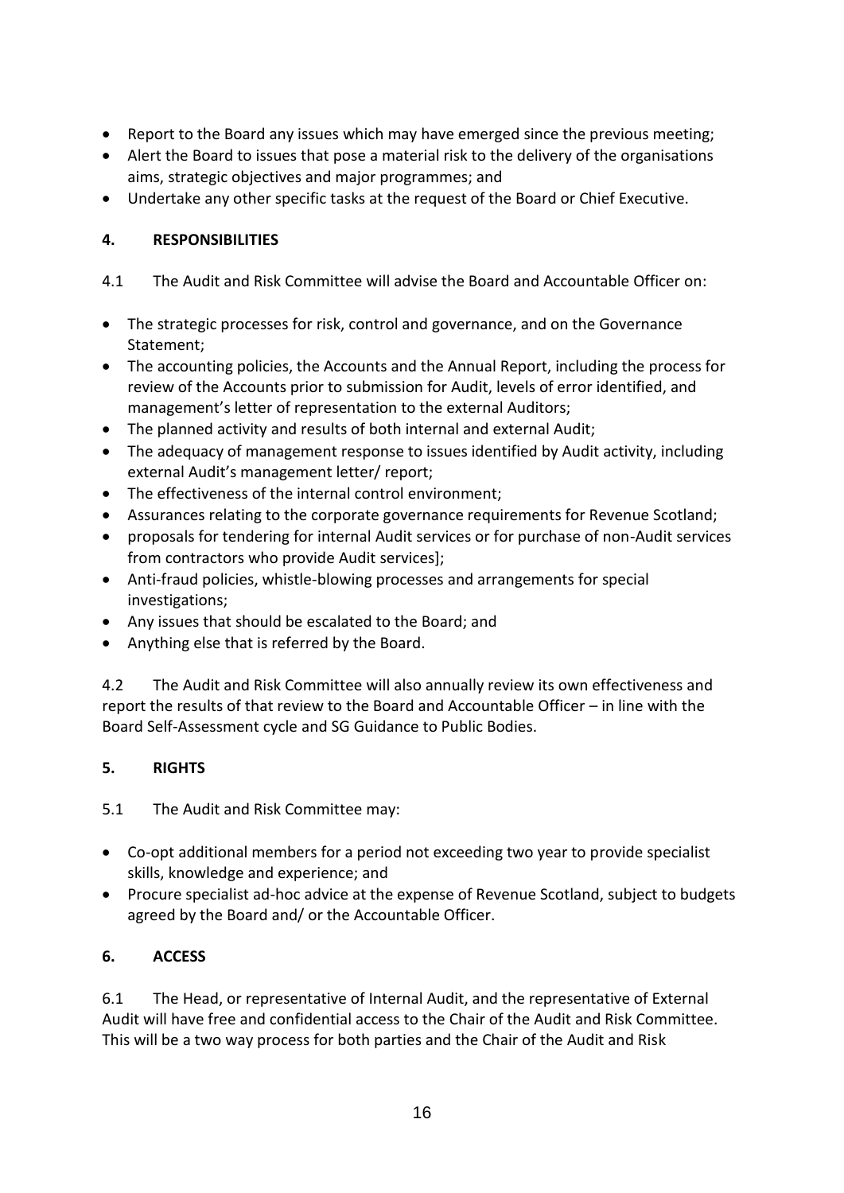- Report to the Board any issues which may have emerged since the previous meeting;
- Alert the Board to issues that pose a material risk to the delivery of the organisations aims, strategic objectives and major programmes; and
- Undertake any other specific tasks at the request of the Board or Chief Executive.

## 4. RESPONSIBILITIES

4.1 The Audit and Risk Committee will advise the Board and Accountable Officer on:

- The strategic processes for risk, control and governance, and on the Governance Statement;
- The accounting policies, the Accounts and the Annual Report, including the process for review of the Accounts prior to submission for Audit, levels of error identified, and management's letter of representation to the external Auditors;
- The planned activity and results of both internal and external Audit;
- The adequacy of management response to issues identified by Audit activity, including external Audit's management letter/ report;
- The effectiveness of the internal control environment;
- Assurances relating to the corporate governance requirements for Revenue Scotland;
- proposals for tendering for internal Audit services or for purchase of non-Audit services from contractors who provide Audit services];
- Anti-fraud policies, whistle-blowing processes and arrangements for special investigations;
- Any issues that should be escalated to the Board; and
- Anything else that is referred by the Board.

4.2 The Audit and Risk Committee will also annually review its own effectiveness and report the results of that review to the Board and Accountable Officer – in line with the Board Self-Assessment cycle and SG Guidance to Public Bodies.

## 5. RIGHTS

5.1 The Audit and Risk Committee may:

- Co-opt additional members for a period not exceeding two year to provide specialist skills, knowledge and experience; and
- Procure specialist ad-hoc advice at the expense of Revenue Scotland, subject to budgets agreed by the Board and/ or the Accountable Officer.

## 6. ACCESS

6.1 The Head, or representative of Internal Audit, and the representative of External Audit will have free and confidential access to the Chair of the Audit and Risk Committee. This will be a two way process for both parties and the Chair of the Audit and Risk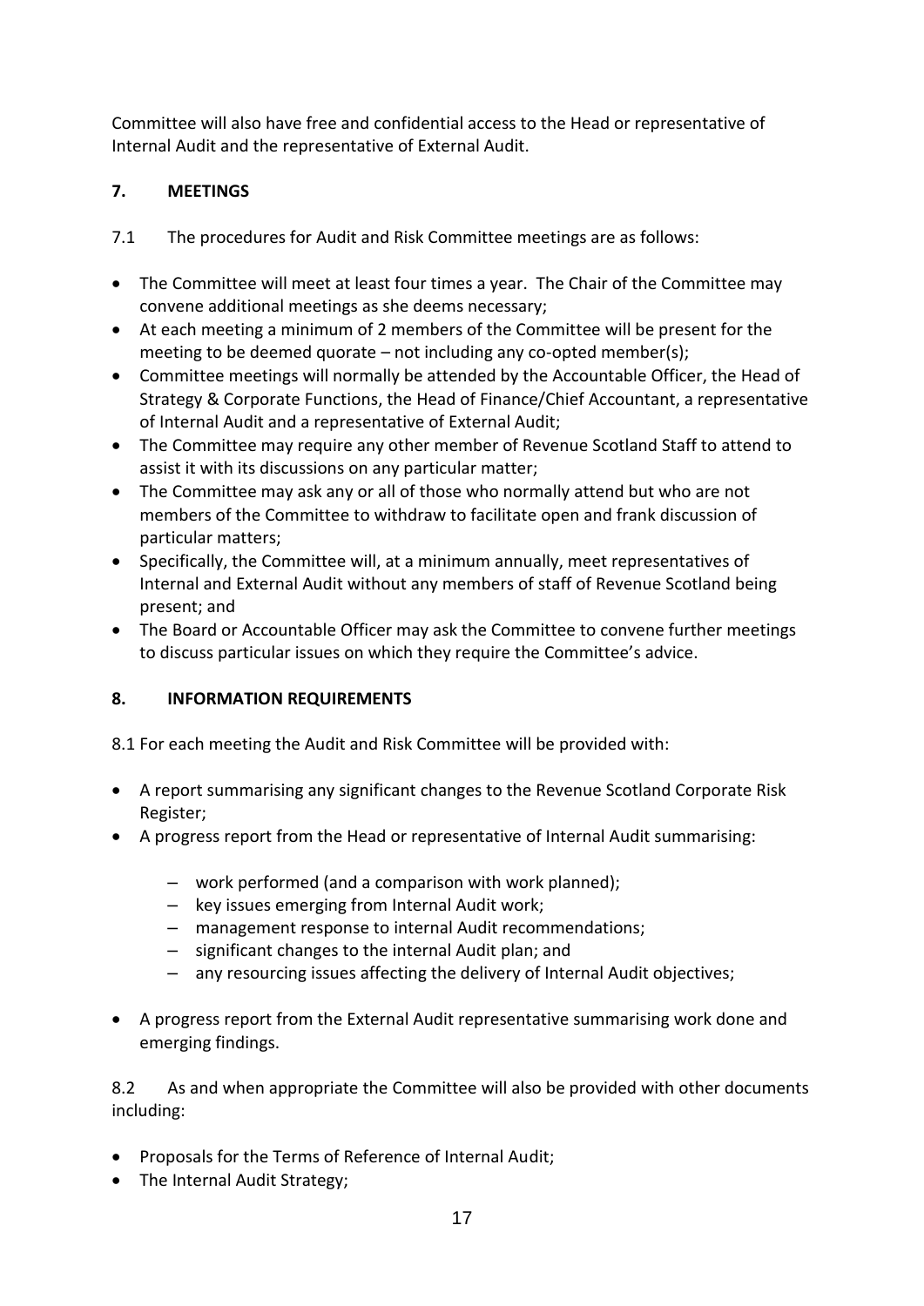Committee will also have free and confidential access to the Head or representative of Internal Audit and the representative of External Audit.

## 7. MEETINGS

7.1 The procedures for Audit and Risk Committee meetings are as follows:

- The Committee will meet at least four times a year. The Chair of the Committee may convene additional meetings as she deems necessary;
- At each meeting a minimum of 2 members of the Committee will be present for the meeting to be deemed quorate – not including any co-opted member(s);
- Committee meetings will normally be attended by the Accountable Officer, the Head of Strategy & Corporate Functions, the Head of Finance/Chief Accountant, a representative of Internal Audit and a representative of External Audit;
- The Committee may require any other member of Revenue Scotland Staff to attend to assist it with its discussions on any particular matter;
- The Committee may ask any or all of those who normally attend but who are not members of the Committee to withdraw to facilitate open and frank discussion of particular matters;
- Specifically, the Committee will, at a minimum annually, meet representatives of Internal and External Audit without any members of staff of Revenue Scotland being present; and
- The Board or Accountable Officer may ask the Committee to convene further meetings to discuss particular issues on which they require the Committee's advice.

## 8. INFORMATION REQUIREMENTS

8.1 For each meeting the Audit and Risk Committee will be provided with:

- A report summarising any significant changes to the Revenue Scotland Corporate Risk Register;
- A progress report from the Head or representative of Internal Audit summarising:
  - work performed (and a comparison with work planned);
  - key issues emerging from Internal Audit work;
  - management response to internal Audit recommendations;
  - significant changes to the internal Audit plan; and
  - any resourcing issues affecting the delivery of Internal Audit objectives;
- A progress report from the External Audit representative summarising work done and emerging findings.

8.2 As and when appropriate the Committee will also be provided with other documents including:

- Proposals for the Terms of Reference of Internal Audit;
- The Internal Audit Strategy;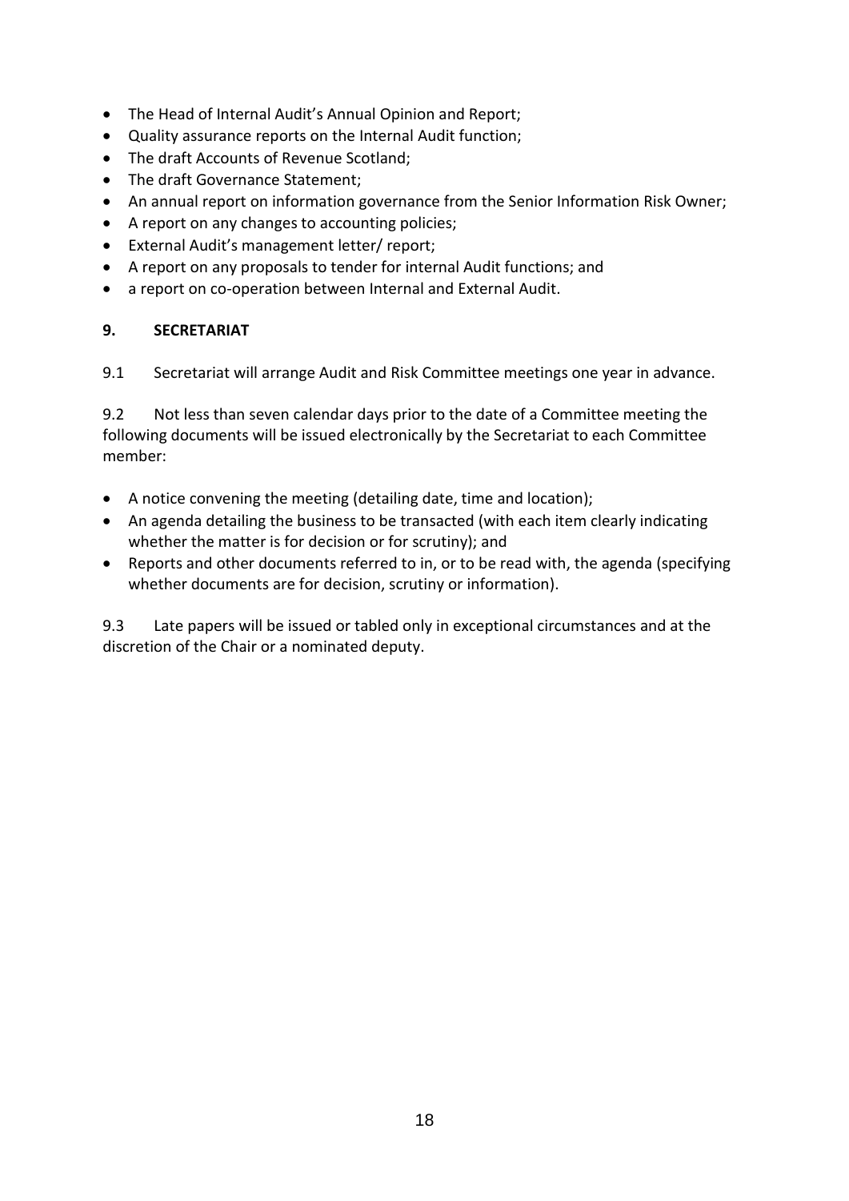- The Head of Internal Audit's Annual Opinion and Report;
- Quality assurance reports on the Internal Audit function;
- The draft Accounts of Revenue Scotland;
- The draft Governance Statement;
- An annual report on information governance from the Senior Information Risk Owner;
- A report on any changes to accounting policies;
- External Audit's management letter/ report;
- A report on any proposals to tender for internal Audit functions; and
- a report on co-operation between Internal and External Audit.

## 9. SECRETARIAT

9.1 Secretariat will arrange Audit and Risk Committee meetings one year in advance.

9.2 Not less than seven calendar days prior to the date of a Committee meeting the following documents will be issued electronically by the Secretariat to each Committee member:

- A notice convening the meeting (detailing date, time and location);
- An agenda detailing the business to be transacted (with each item clearly indicating whether the matter is for decision or for scrutiny); and
- Reports and other documents referred to in, or to be read with, the agenda (specifying whether documents are for decision, scrutiny or information).

9.3 Late papers will be issued or tabled only in exceptional circumstances and at the discretion of the Chair or a nominated deputy.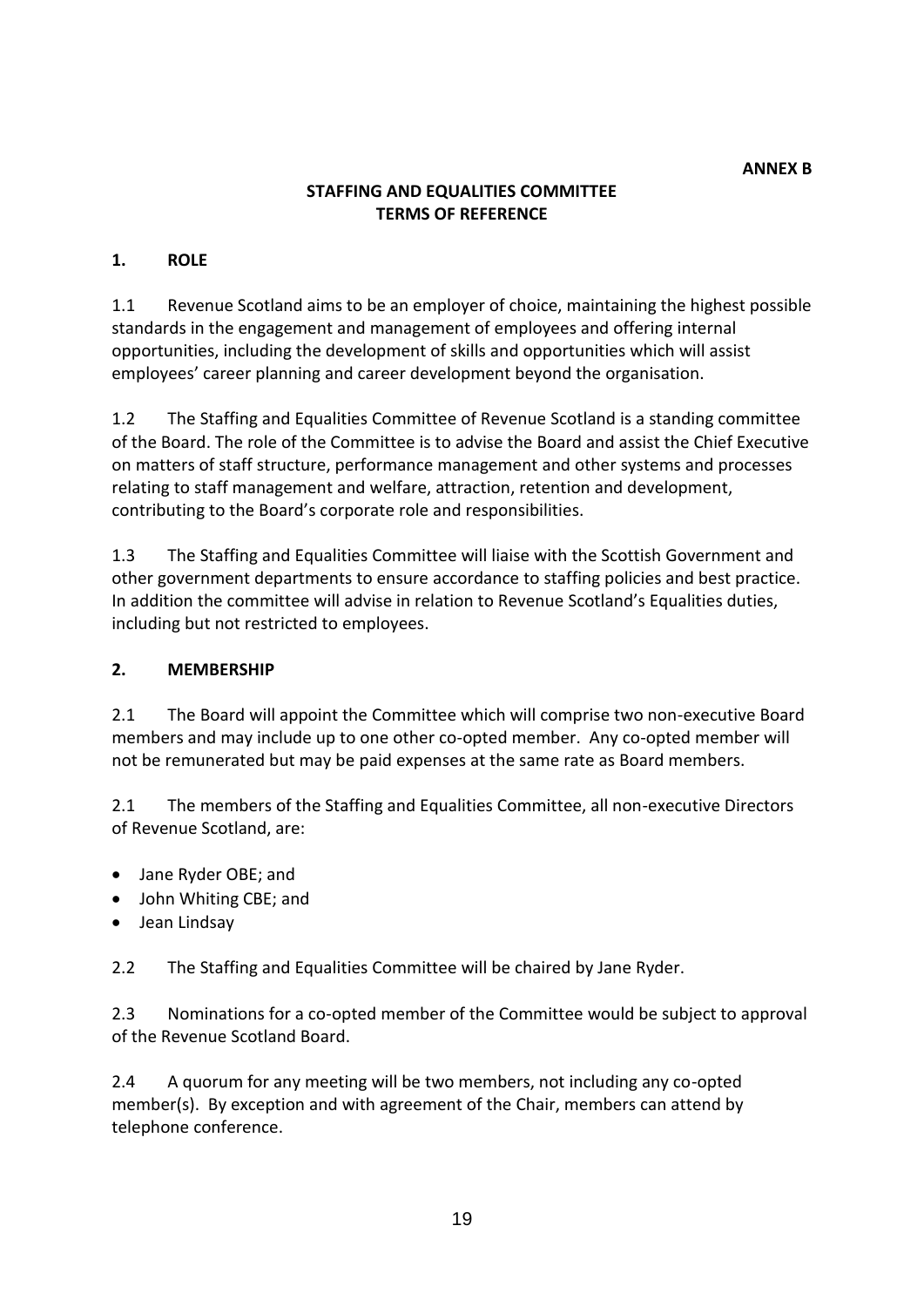**ANNEX B**

## STAFFING AND EQUALITIES COMMITTEE TERMS OF REFERENCE

### 1. ROLE

1.1 Revenue Scotland aims to be an employer of choice, maintaining the highest possible standards in the engagement and management of employees and offering internal opportunities, including the development of skills and opportunities which will assist employees' career planning and career development beyond the organisation.

1.2 The Staffing and Equalities Committee of Revenue Scotland is a standing committee of the Board. The role of the Committee is to advise the Board and assist the Chief Executive on matters of staff structure, performance management and other systems and processes relating to staff management and welfare, attraction, retention and development, contributing to the Board's corporate role and responsibilities.

1.3 The Staffing and Equalities Committee will liaise with the Scottish Government and other government departments to ensure accordance to staffing policies and best practice. In addition the committee will advise in relation to Revenue Scotland's Equalities duties, including but not restricted to employees.

### 2. MEMBERSHIP

2.1 The Board will appoint the Committee which will comprise two non-executive Board members and may include up to one other co-opted member. Any co-opted member will not be remunerated but may be paid expenses at the same rate as Board members.

2.1 The members of the Staffing and Equalities Committee, all non-executive Directors of Revenue Scotland, are:

- Jane Ryder OBE; and
- John Whiting CBE; and
- Jean Lindsay

2.2 The Staffing and Equalities Committee will be chaired by Jane Ryder.

2.3 Nominations for a co-opted member of the Committee would be subject to approval of the Revenue Scotland Board.

2.4 A quorum for any meeting will be two members, not including any co-opted member(s). By exception and with agreement of the Chair, members can attend by telephone conference.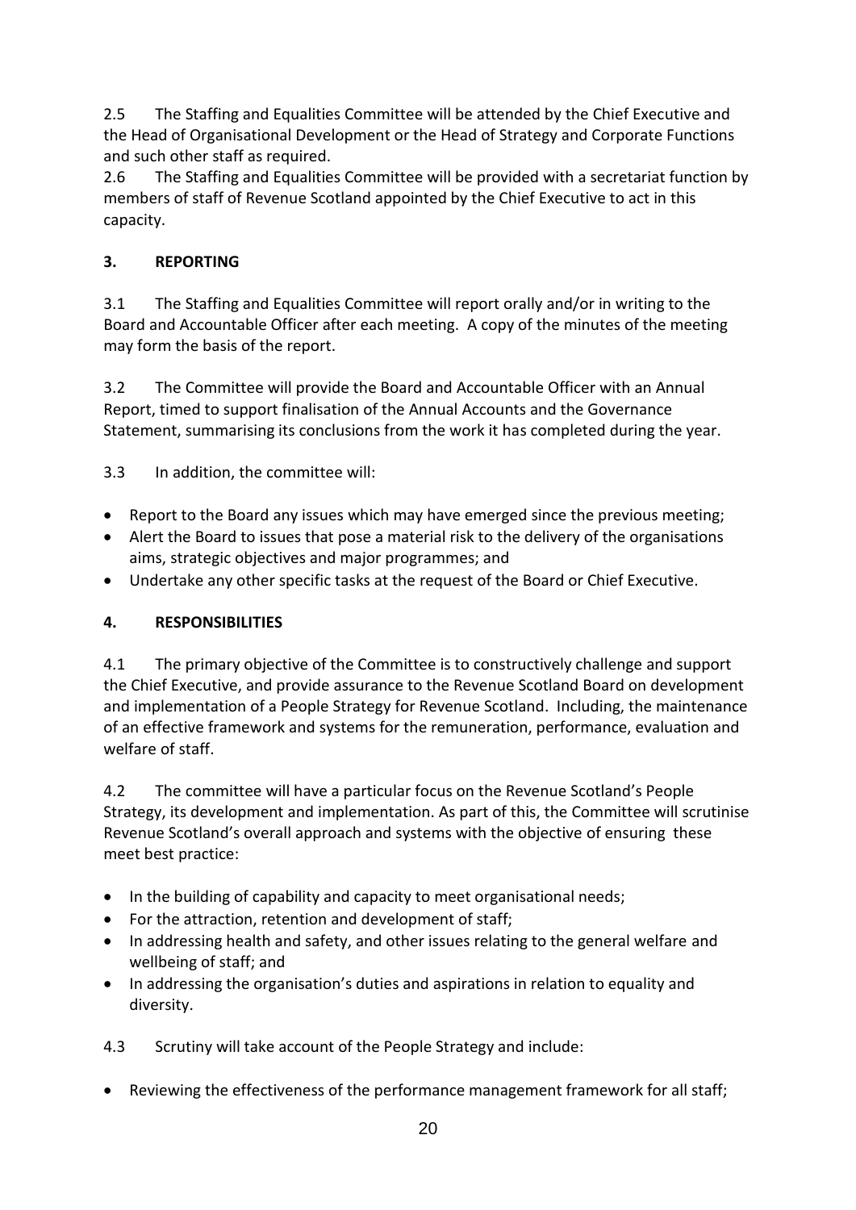2.5 The Staffing and Equalities Committee will be attended by the Chief Executive and the Head of Organisational Development or the Head of Strategy and Corporate Functions and such other staff as required.

2.6 The Staffing and Equalities Committee will be provided with a secretariat function by members of staff of Revenue Scotland appointed by the Chief Executive to act in this capacity.

## 3. REPORTING

3.1 The Staffing and Equalities Committee will report orally and/or in writing to the Board and Accountable Officer after each meeting. A copy of the minutes of the meeting may form the basis of the report.

3.2 The Committee will provide the Board and Accountable Officer with an Annual Report, timed to support finalisation of the Annual Accounts and the Governance Statement, summarising its conclusions from the work it has completed during the year.

3.3 In addition, the committee will:

- Report to the Board any issues which may have emerged since the previous meeting;
- Alert the Board to issues that pose a material risk to the delivery of the organisations aims, strategic objectives and major programmes; and
- Undertake any other specific tasks at the request of the Board or Chief Executive.

## 4. RESPONSIBILITIES

4.1 The primary objective of the Committee is to constructively challenge and support the Chief Executive, and provide assurance to the Revenue Scotland Board on development and implementation of a People Strategy for Revenue Scotland. Including, the maintenance of an effective framework and systems for the remuneration, performance, evaluation and welfare of staff.

4.2 The committee will have a particular focus on the Revenue Scotland's People Strategy, its development and implementation. As part of this, the Committee will scrutinise Revenue Scotland's overall approach and systems with the objective of ensuring these meet best practice:

- In the building of capability and capacity to meet organisational needs;
- For the attraction, retention and development of staff;
- In addressing health and safety, and other issues relating to the general welfare and wellbeing of staff; and
- In addressing the organisation's duties and aspirations in relation to equality and diversity.

4.3 Scrutiny will take account of the People Strategy and include:

- Reviewing the effectiveness of the performance management framework for all staff;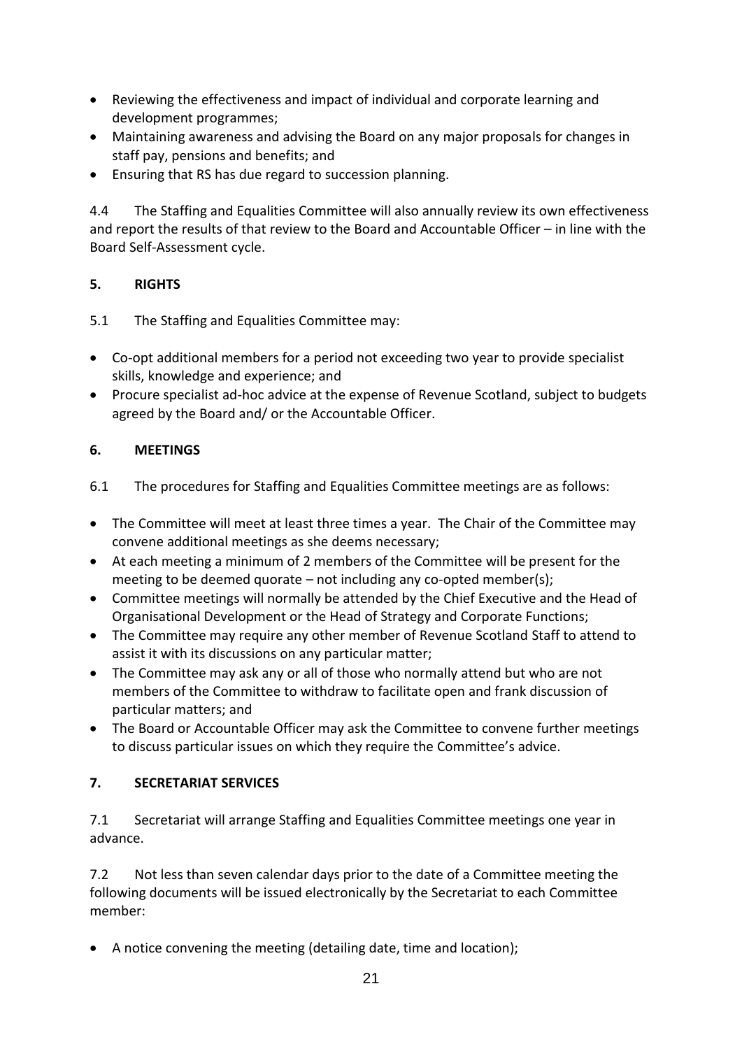- Reviewing the effectiveness and impact of individual and corporate learning and development programmes;
- Maintaining awareness and advising the Board on any major proposals for changes in staff pay, pensions and benefits; and
- Ensuring that RS has due regard to succession planning.

4.4 The Staffing and Equalities Committee will also annually review its own effectiveness and report the results of that review to the Board and Accountable Officer – in line with the Board Self-Assessment cycle.

## 5. RIGHTS

5.1 The Staffing and Equalities Committee may:

- Co-opt additional members for a period not exceeding two year to provide specialist skills, knowledge and experience; and
- Procure specialist ad-hoc advice at the expense of Revenue Scotland, subject to budgets agreed by the Board and/ or the Accountable Officer.

## 6. MEETINGS

6.1 The procedures for Staffing and Equalities Committee meetings are as follows:

- The Committee will meet at least three times a year. The Chair of the Committee may convene additional meetings as she deems necessary;
- At each meeting a minimum of 2 members of the Committee will be present for the meeting to be deemed quorate – not including any co-opted member(s);
- Committee meetings will normally be attended by the Chief Executive and the Head of Organisational Development or the Head of Strategy and Corporate Functions;
- The Committee may require any other member of Revenue Scotland Staff to attend to assist it with its discussions on any particular matter;
- The Committee may ask any or all of those who normally attend but who are not members of the Committee to withdraw to facilitate open and frank discussion of particular matters; and
- The Board or Accountable Officer may ask the Committee to convene further meetings to discuss particular issues on which they require the Committee's advice.

## 7. SECRETARIAT SERVICES

7.1 Secretariat will arrange Staffing and Equalities Committee meetings one year in advance.

7.2 Not less than seven calendar days prior to the date of a Committee meeting the following documents will be issued electronically by the Secretariat to each Committee member:

- A notice convening the meeting (detailing date, time and location);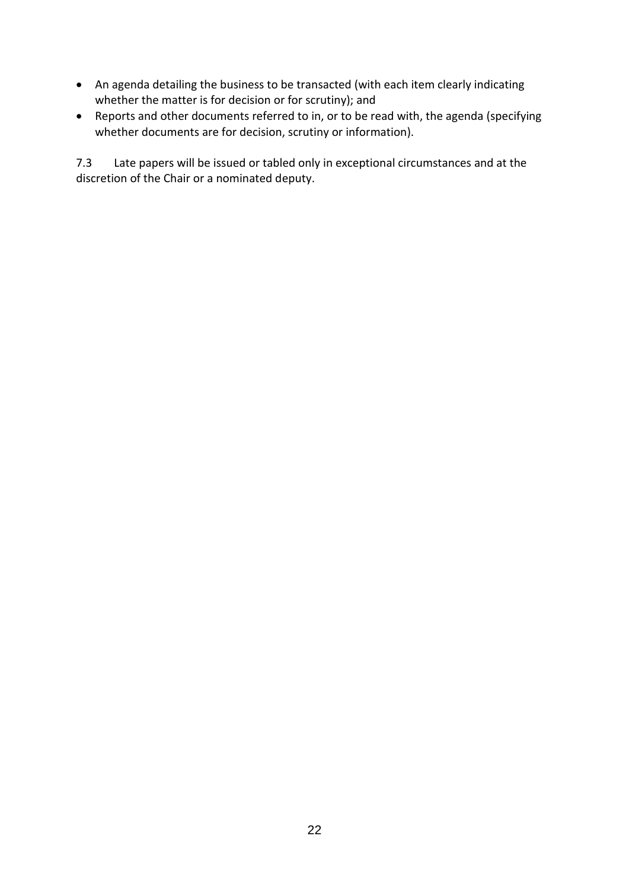- An agenda detailing the business to be transacted (with each item clearly indicating whether the matter is for decision or for scrutiny); and
- Reports and other documents referred to in, or to be read with, the agenda (specifying whether documents are for decision, scrutiny or information).

7.3 Late papers will be issued or tabled only in exceptional circumstances and at the discretion of the Chair or a nominated deputy.